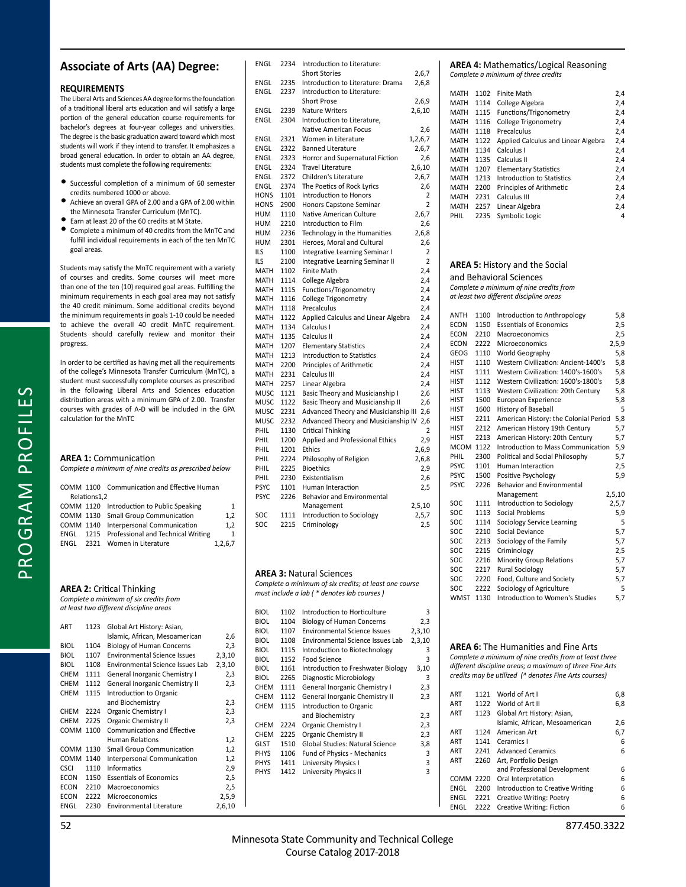## Associate of Arts (AA) Degree:

### REQUIREMENTS

The Liberal Arts and Sciences AA degree forms the foundation of a traditional liberal arts education and will satisfy a large portion of the general education course requirements for bachelor's degrees at four-year colleges and universities. The degree is the basic graduation award toward which most students will work if they intend to transfer. It emphasizes a broad general education. In order to obtain an AA degree, students must complete the following requirements:

- Successful completion of a minimum of 60 semester credits numbered 1000 or above.
- Achieve an overall GPA of 2.00 and a GPA of 2.00 within the Minnesota Transfer Curriculum (MnTC).
- Earn at least 20 of the 60 credits at M State.
- Complete a minimum of 40 credits from the MnTC and fulfill individual requirements in each of the ten MnTC goal areas.

Students may satisfy the MnTC requirement with a variety of courses and credits. Some courses will meet more than one of the ten (10) required goal areas. Fulfilling the minimum requirements in each goal area may not satisfy the 40 credit minimum. Some additional credits beyond the minimum requirements in goals 1-10 could be needed to achieve the overall 40 credit MnTC requirement. Students should carefully review and monitor their progress.

In order to be certified as having met all the requirements of the college's Minnesota Transfer Curriculum (MnTC), a student must successfully complete courses as prescribed in the following Liberal Arts and Sciences education distribution areas with a minimum GPA of 2.00. Transfer courses with grades of A-D will be included in the GPA calculation for the MnTC

### AREA 1: Communication

*Complete a minimum of nine credits as prescribed below*

| | | | |
|---|---|---|---|
| COMM | 1100 | Communication and Effective Human Relations | 1,2 |
| COMM | 1120 | Introduction to Public Speaking | 1 |
| COMM | 1130 | Small Group Communication | 1,2 |
| COMM | 1140 | Interpersonal Communication | 1,2 |
| ENGL | 1215 | Professional and Technical Writing | 1 |
| ENGL | 2321 | Women in Literature | 1,2,6,7 |

### AREA 2: Critical Thinking

*Complete a minimum of six credits from at least two different discipline areas*

| | | | |
|---|---|---|---|
| ART | 1123 | Global Art History: Asian, Islamic, African, Mesoamerican | 2,6 |
| BIOL | 1104 | Biology of Human Concerns | 2,3 |
| BIOL | 1107 | Environmental Science Issues | 2,3,10 |
| BIOL | 1108 | Environmental Science Issues Lab | 2,3,10 |
| CHEM | 1111 | General Inorganic Chemistry I | 2,3 |
| CHEM | 1112 | General Inorganic Chemistry II | 2,3 |
| CHEM | 1115 | Introduction to Organic and Biochemistry | 2,3 |
| CHEM | 2224 | Organic Chemistry I | 2,3 |
| CHEM | 2225 | Organic Chemistry II | 2,3 |
| COMM | 1100 | Communication and Effective Human Relations | 1,2 |
| COMM | 1130 | Small Group Communication | 1,2 |
| COMM | 1140 | Interpersonal Communication | 1,2 |
| CSCI | 1110 | Informatics | 2,9 |
| ECON | 1150 | Essentials of Economics | 2,5 |
| ECON | 2210 | Macroeconomics | 2,5 |
| ECON | 2222 | Microeconomics | 2,5,9 |
| ENGL | 2230 | Environmental Literature | 2,6,10 |
| ENGL | 2234 | Introduction to Literature: Short Stories | 2,6,7 |
| ENGL | 2235 | Introduction to Literature: Drama | 2,6,8 |
| ENGL | 2237 | Introduction to Literature: Short Prose | 2,6,9 |
| ENGL | 2239 | Nature Writers | 2,6,10 |
| ENGL | 2304 | Introduction to Literature, Native American Focus | 2,6 |
| ENGL | 2321 | Women in Literature | 1,2,6,7 |
| ENGL | 2322 | Banned Literature | 2,6,7 |
| ENGL | 2323 | Horror and Supernatural Fiction | 2,6 |
| ENGL | 2324 | Travel Literature | 2,6,10 |
| ENGL | 2372 | Children's Literature | 2,6,7 |
| ENGL | 2374 | The Poetics of Rock Lyrics | 2,6 |
| HONS | 1101 | Introduction to Honors | 2 |
| HONS | 2900 | Honors Capstone Seminar | 2 |
| HUM | 1110 | Native American Culture | 2,6,7 |
| HUM | 2210 | Introduction to Film | 2,6 |
| HUM | 2236 | Technology in the Humanities | 2,6,8 |
| HUM | 2301 | Heroes, Moral and Cultural | 2,6 |
| ILS | 1100 | Integrative Learning Seminar I | 2 |
| ILS | 2100 | Integrative Learning Seminar II | 2 |
| MATH | 1102 | Finite Math | 2,4 |
| MATH | 1114 | College Algebra | 2,4 |
| MATH | 1115 | Functions/Trigonometry | 2,4 |
| MATH | 1116 | College Trigonometry | 2,4 |
| MATH | 1118 | Precalculus | 2,4 |
| MATH | 1122 | Applied Calculus and Linear Algebra | 2,4 |
| MATH | 1134 | Calculus I | 2,4 |
| MATH | 1135 | Calculus II | 2,4 |
| MATH | 1207 | Elementary Statistics | 2,4 |
| MATH | 1213 | Introduction to Statistics | 2,4 |
| MATH | 2200 | Principles of Arithmetic | 2,4 |
| MATH | 2231 | Calculus III | 2,4 |
| MATH | 2257 | Linear Algebra | 2,4 |
| MUSC | 1121 | Basic Theory and Musicianship I | 2,6 |
| MUSC | 1122 | Basic Theory and Musicianship II | 2,6 |
| MUSC | 2231 | Advanced Theory and Musicianship III | 2,6 |
| MUSC | 2232 | Advanced Theory and Musicianship IV | 2,6 |
| PHIL | 1130 | Critical Thinking | 2 |
| PHIL | 1200 | Applied and Professional Ethics | 2,9 |
| PHIL | 1201 | Ethics | 2,6,9 |
| PHIL | 2224 | Philosophy of Religion | 2,6,8 |
| PHIL | 2225 | Bioethics | 2,9 |
| PHIL | 2230 | Existentialism | 2,6 |
| PSYC | 1101 | Human Interaction | 2,5 |
| PSYC | 2226 | Behavior and Environmental Management | 2,5,10 |
| SOC | 1111 | Introduction to Sociology | 2,5,7 |
| SOC | 2215 | Criminology | 2,5 |

### AREA 3: Natural Sciences

*Complete a minimum of six credits; at least one course must include a lab ( * denotes lab courses )*

| | | | |
|---|---|---|---|
| BIOL | 1102 | Introduction to Horticulture | 3 |
| BIOL | 1104 | Biology of Human Concerns | 2,3 |
| BIOL | 1107 | Environmental Science Issues | 2,3,10 |
| BIOL | 1108 | Environmental Science Issues Lab | 2,3,10 |
| BIOL | 1115 | Introduction to Biotechnology | 3 |
| BIOL | 1152 | Food Science | 3 |
| BIOL | 1161 | Introduction to Freshwater Biology | 3,10 |
| BIOL | 2265 | Diagnostic Microbiology | 3 |
| CHEM | 1111 | General Inorganic Chemistry I | 2,3 |
| CHEM | 1112 | General Inorganic Chemistry II | 2,3 |
| CHEM | 1115 | Introduction to Organic and Biochemistry | 2,3 |
| CHEM | 2224 | Organic Chemistry I | 2,3 |
| CHEM | 2225 | Organic Chemistry II | 2,3 |
| GLST | 1510 | Global Studies: Natural Science | 3,8 |
| PHYS | 1106 | Fund of Physics - Mechanics | 3 |
| PHYS | 1411 | University Physics I | 3 |
| PHYS | 1412 | University Physics II | 3 |

### AREA 4: Mathematics/Logical Reasoning

*Complete a minimum of three credits*

| | | | |
|---|---|---|---|
| MATH | 1102 | Finite Math | 2,4 |
| MATH | 1114 | College Algebra | 2,4 |
| MATH | 1115 | Functions/Trigonometry | 2,4 |
| MATH | 1116 | College Trigonometry | 2,4 |
| MATH | 1118 | Precalculus | 2,4 |
| MATH | 1122 | Applied Calculus and Linear Algebra | 2,4 |
| MATH | 1134 | Calculus I | 2,4 |
| MATH | 1135 | Calculus II | 2,4 |
| MATH | 1207 | Elementary Statistics | 2,4 |
| MATH | 1213 | Introduction to Statistics | 2,4 |
| MATH | 2200 | Principles of Arithmetic | 2,4 |
| MATH | 2231 | Calculus III | 2,4 |
| MATH | 2257 | Linear Algebra | 2,4 |
| PHIL | 2235 | Symbolic Logic | 4 |

### AREA 5: History and the Social and Behavioral Sciences

*Complete a minimum of nine credits from at least two different discipline areas*

| | | | |
|---|---|---|---|
| ANTH | 1100 | Introduction to Anthropology | 5,8 |
| ECON | 1150 | Essentials of Economics | 2,5 |
| ECON | 2210 | Macroeconomics | 2,5 |
| ECON | 2222 | Microeconomics | 2,5,9 |
| GEOG | 1110 | World Geography | 5,8 |
| HIST | 1110 | Western Civilization: Ancient-1400's | 5,8 |
| HIST | 1111 | Western Civilization: 1400's-1600's | 5,8 |
| HIST | 1112 | Western Civilization: 1600's-1800's | 5,8 |
| HIST | 1113 | Western Civilization: 20th Century | 5,8 |
| HIST | 1500 | European Experience | 5,8 |
| HIST | 1600 | History of Baseball | 5 |
| HIST | 2211 | American History: the Colonial Period | 5,8 |
| HIST | 2212 | American History 19th Century | 5,7 |
| HIST | 2213 | American History: 20th Century | 5,7 |
| MCOM | 1122 | Introduction to Mass Communication | 5,9 |
| PHIL | 2300 | Political and Social Philosophy | 5,7 |
| PSYC | 1101 | Human Interaction | 2,5 |
| PSYC | 1500 | Positive Psychology | 5,9 |
| PSYC | 2226 | Behavior and Environmental Management | 2,5,10 |
| SOC | 1111 | Introduction to Sociology | 2,5,7 |
| SOC | 1113 | Social Problems | 5,9 |
| SOC | 1114 | Sociology Service Learning | 5 |
| SOC | 2210 | Social Deviance | 5,7 |
| SOC | 2213 | Sociology of the Family | 5,7 |
| SOC | 2215 | Criminology | 2,5 |
| SOC | 2216 | Minority Group Relations | 5,7 |
| SOC | 2217 | Rural Sociology | 5,7 |
| SOC | 2220 | Food, Culture and Society | 5,7 |
| SOC | 2222 | Sociology of Agriculture | 5 |
| WMST | 1130 | Introduction to Women's Studies | 5,7 |

### AREA 6: The Humanities and Fine Arts

*Complete a minimum of nine credits from at least three different discipline areas; a maximum of three Fine Arts credits may be utilized (^ denotes Fine Arts courses)*

| | | | |
|---|---|---|---|
| ART | 1121 | World of Art I | 6,8 |
| ART | 1122 | World of Art II | 6,8 |
| ART | 1123 | Global Art History: Asian, Islamic, African, Mesoamerican | 2,6 |
| ART | 1124 | American Art | 6,7 |
| ART | 1141 | Ceramics I | 6 |
| ART | 2241 | Advanced Ceramics | 6 |
| ART | 2260 | Art, Portfolio Design and Professional Development | 6 |
| COMM | 2220 | Oral Interpretation | 6 |
| ENGL | 2200 | Introduction to Creative Writing | 6 |
| ENGL | 2221 | Creative Writing: Poetry | 6 |
| ENGL | 2222 | Creative Writing: Fiction | 6 |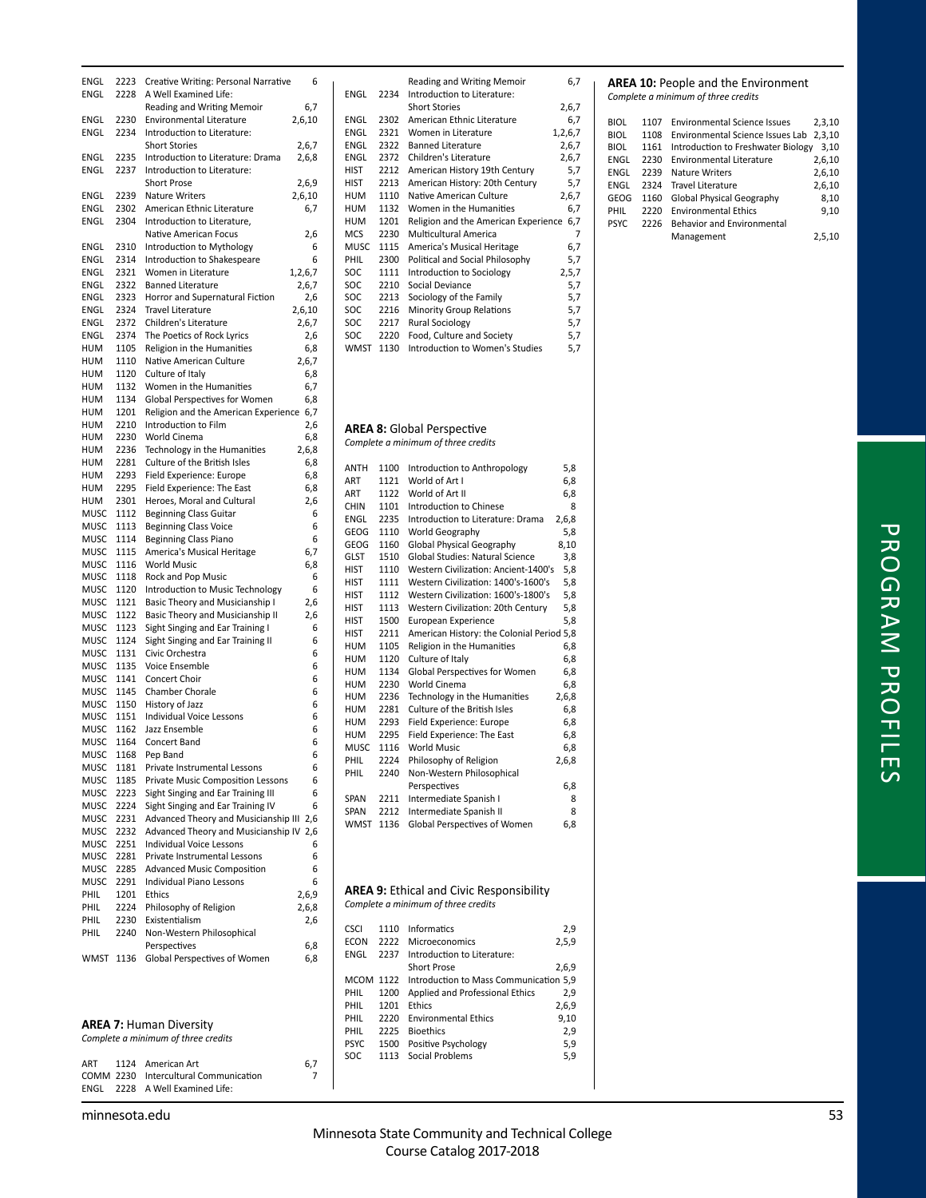| | | | |
|---|---|---|---|
| ENGL | 2223 | Creative Writing: Personal Narrative | 6 |
| ENGL | 2228 | A Well Examined Life: Reading and Writing Memoir | 6,7 |
| ENGL | 2230 | Environmental Literature | 2,6,10 |
| ENGL | 2234 | Introduction to Literature: Short Stories | 2,6,7 |
| ENGL | 2235 | Introduction to Literature: Drama | 2,6,8 |
| ENGL | 2237 | Introduction to Literature: Short Prose | 2,6,9 |
| ENGL | 2239 | Nature Writers | 2,6,10 |
| ENGL | 2302 | American Ethnic Literature | 6,7 |
| ENGL | 2304 | Introduction to Literature, Native American Focus | 2,6 |
| ENGL | 2310 | Introduction to Mythology | 6 |
| ENGL | 2314 | Introduction to Shakespeare | 6 |
| ENGL | 2321 | Women in Literature | 1,2,6,7 |
| ENGL | 2322 | Banned Literature | 2,6,7 |
| ENGL | 2323 | Horror and Supernatural Fiction | 2,6 |
| ENGL | 2324 | Travel Literature | 2,6,10 |
| ENGL | 2372 | Children's Literature | 2,6,7 |
| ENGL | 2374 | The Poetics of Rock Lyrics | 2,6 |
| HUM | 1105 | Religion in the Humanities | 6,8 |
| HUM | 1110 | Native American Culture | 2,6,7 |
| HUM | 1120 | Culture of Italy | 6,8 |
| HUM | 1132 | Women in the Humanities | 6,7 |
| HUM | 1134 | Global Perspectives for Women | 6,8 |
| HUM | 1201 | Religion and the American Experience | 6,7 |
| HUM | 2210 | Introduction to Film | 2,6 |
| HUM | 2230 | World Cinema | 6,8 |
| HUM | 2236 | Technology in the Humanities | 2,6,8 |
| HUM | 2281 | Culture of the British Isles | 6,8 |
| HUM | 2293 | Field Experience: Europe | 6,8 |
| HUM | 2295 | Field Experience: The East | 6,8 |
| HUM | 2301 | Heroes, Moral and Cultural | 2,6 |
| MUSC | 1112 | Beginning Class Guitar | 6 |
| MUSC | 1113 | Beginning Class Voice | 6 |
| MUSC | 1114 | Beginning Class Piano | 6 |
| MUSC | 1115 | America's Musical Heritage | 6,7 |
| MUSC | 1116 | World Music | 6,8 |
| MUSC | 1118 | Rock and Pop Music | 6 |
| MUSC | 1120 | Introduction to Music Technology | 6 |
| MUSC | 1121 | Basic Theory and Musicianship I | 2,6 |
| MUSC | 1122 | Basic Theory and Musicianship II | 2,6 |
| MUSC | 1123 | Sight Singing and Ear Training I | 6 |
| MUSC | 1124 | Sight Singing and Ear Training II | 6 |
| MUSC | 1131 | Civic Orchestra | 6 |
| MUSC | 1135 | Voice Ensemble | 6 |
| MUSC | 1141 | Concert Choir | 6 |
| MUSC | 1145 | Chamber Chorale | 6 |
| MUSC | 1150 | History of Jazz | 6 |
| MUSC | 1151 | Individual Voice Lessons | 6 |
| MUSC | 1162 | Jazz Ensemble | 6 |
| MUSC | 1164 | Concert Band | 6 |
| MUSC | 1168 | Pep Band | 6 |
| MUSC | 1181 | Private Instrumental Lessons | 6 |
| MUSC | 1185 | Private Music Composition Lessons | 6 |
| MUSC | 2223 | Sight Singing and Ear Training III | 6 |
| MUSC | 2224 | Sight Singing and Ear Training IV | 6 |
| MUSC | 2231 | Advanced Theory and Musicianship III | 2,6 |
| MUSC | 2232 | Advanced Theory and Musicianship IV | 2,6 |
| MUSC | 2251 | Individual Voice Lessons | 6 |
| MUSC | 2281 | Private Instrumental Lessons | 6 |
| MUSC | 2285 | Advanced Music Composition | 6 |
| MUSC | 2291 | Individual Piano Lessons | 6 |
| PHIL | 1201 | Ethics | 2,6,9 |
| PHIL | 2224 | Philosophy of Religion | 2,6,8 |
| PHIL | 2230 | Existentialism | 2,6 |
| PHIL | 2240 | Non-Western Philosophical Perspectives | 6,8 |
| WMST | 1136 | Global Perspectives of Women | 6,8 |

## AREA 7: Human Diversity

*Complete a minimum of three credits*

| | | | |
|---|---|---|---|
| ART | 1124 | American Art | 6,7 |
| COMM | 2230 | Intercultural Communication | 7 |
| ENGL | 2228 | A Well Examined Life: Reading and Writing Memoir | 6,7 |
| ENGL | 2234 | Introduction to Literature: Short Stories | 2,6,7 |
| ENGL | 2302 | American Ethnic Literature | 6,7 |
| ENGL | 2321 | Women in Literature | 1,2,6,7 |
| ENGL | 2322 | Banned Literature | 2,6,7 |
| ENGL | 2372 | Children's Literature | 2,6,7 |
| HIST | 2212 | American History 19th Century | 5,7 |
| HIST | 2213 | American History: 20th Century | 5,7 |
| HUM | 1110 | Native American Culture | 2,6,7 |
| HUM | 1132 | Women in the Humanities | 6,7 |
| HUM | 1201 | Religion and the American Experience | 6,7 |
| MCS | 2230 | Multicultural America | 7 |
| MUSC | 1115 | America's Musical Heritage | 6,7 |
| PHIL | 2300 | Political and Social Philosophy | 5,7 |
| SOC | 1111 | Introduction to Sociology | 2,5,7 |
| SOC | 2210 | Social Deviance | 5,7 |
| SOC | 2213 | Sociology of the Family | 5,7 |
| SOC | 2216 | Minority Group Relations | 5,7 |
| SOC | 2217 | Rural Sociology | 5,7 |
| SOC | 2220 | Food, Culture and Society | 5,7 |
| WMST | 1130 | Introduction to Women's Studies | 5,7 |

## AREA 8: Global Perspective

*Complete a minimum of three credits*

| | | | |
|---|---|---|---|
| ANTH | 1100 | Introduction to Anthropology | 5,8 |
| ART | 1121 | World of Art I | 6,8 |
| ART | 1122 | World of Art II | 6,8 |
| CHIN | 1101 | Introduction to Chinese | 8 |
| ENGL | 2235 | Introduction to Literature: Drama | 2,6,8 |
| GEOG | 1110 | World Geography | 5,8 |
| GEOG | 1160 | Global Physical Geography | 8,10 |
| GLST | 1510 | Global Studies: Natural Science | 3,8 |
| HIST | 1110 | Western Civilization: Ancient-1400's | 5,8 |
| HIST | 1111 | Western Civilization: 1400's-1600's | 5,8 |
| HIST | 1112 | Western Civilization: 1600's-1800's | 5,8 |
| HIST | 1113 | Western Civilization: 20th Century | 5,8 |
| HIST | 1500 | European Experience | 5,8 |
| HIST | 2211 | American History: the Colonial Period | 5,8 |
| HUM | 1105 | Religion in the Humanities | 6,8 |
| HUM | 1120 | Culture of Italy | 6,8 |
| HUM | 1134 | Global Perspectives for Women | 6,8 |
| HUM | 2230 | World Cinema | 6,8 |
| HUM | 2236 | Technology in the Humanities | 2,6,8 |
| HUM | 2281 | Culture of the British Isles | 6,8 |
| HUM | 2293 | Field Experience: Europe | 6,8 |
| HUM | 2295 | Field Experience: The East | 6,8 |
| MUSC | 1116 | World Music | 6,8 |
| PHIL | 2224 | Philosophy of Religion | 2,6,8 |
| PHIL | 2240 | Non-Western Philosophical Perspectives | 6,8 |
| SPAN | 2211 | Intermediate Spanish I | 8 |
| SPAN | 2212 | Intermediate Spanish II | 8 |
| WMST | 1136 | Global Perspectives of Women | 6,8 |

## AREA 9: Ethical and Civic Responsibility

*Complete a minimum of three credits*

| | | | |
|---|---|---|---|
| CSCI | 1110 | Informatics | 2,9 |
| ECON | 2222 | Microeconomics | 2,5,9 |
| ENGL | 2237 | Introduction to Literature: Short Prose | 2,6,9 |
| MCOM | 1122 | Introduction to Mass Communication | 5,9 |
| PHIL | 1200 | Applied and Professional Ethics | 2,9 |
| PHIL | 1201 | Ethics | 2,6,9 |
| PHIL | 2220 | Environmental Ethics | 9,10 |
| PHIL | 2225 | Bioethics | 2,9 |
| PSYC | 1500 | Positive Psychology | 5,9 |
| SOC | 1113 | Social Problems | 5,9 |

## AREA 10: People and the Environment

*Complete a minimum of three credits*

| | | | |
|---|---|---|---|
| BIOL | 1107 | Environmental Science Issues | 2,3,10 |
| BIOL | 1108 | Environmental Science Issues Lab | 2,3,10 |
| BIOL | 1161 | Introduction to Freshwater Biology | 3,10 |
| ENGL | 2230 | Environmental Literature | 2,6,10 |
| ENGL | 2239 | Nature Writers | 2,6,10 |
| ENGL | 2324 | Travel Literature | 2,6,10 |
| GEOG | 1160 | Global Physical Geography | 8,10 |
| PHIL | 2220 | Environmental Ethics | 9,10 |
| PSYC | 2226 | Behavior and Environmental Management | 2,5,10 |